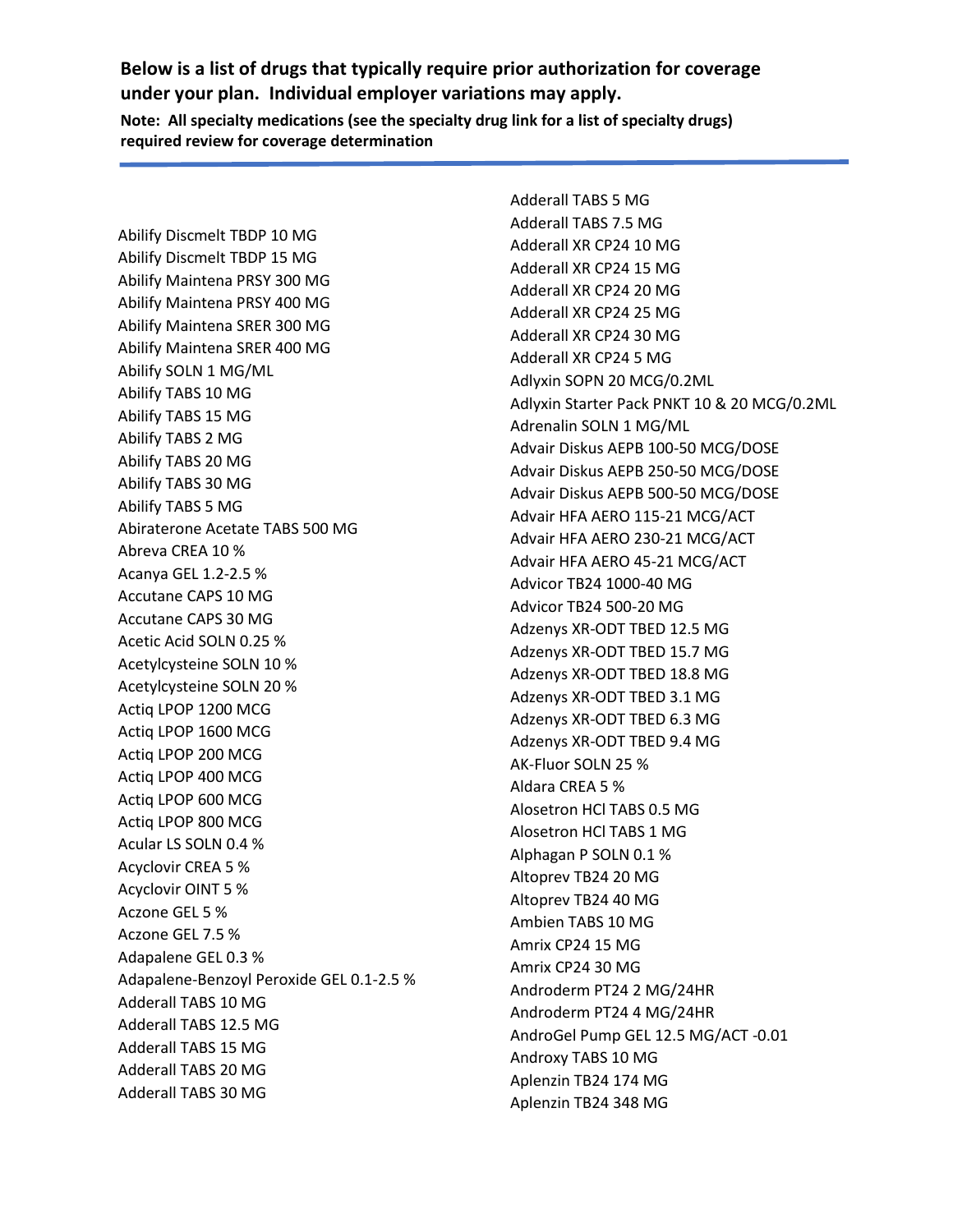**Below is a list of drugs that typically require prior authorization for coverage under your plan. Individual employer variations may apply.**

**Note: All specialty medications (see the specialty drug link for a list of specialty drugs) required review for coverage determination**

---

Abilify Discmelt TBDP 10 MG
Abilify Discmelt TBDP 15 MG
Abilify Maintena PRSY 300 MG
Abilify Maintena PRSY 400 MG
Abilify Maintena SRER 300 MG
Abilify Maintena SRER 400 MG
Abilify SOLN 1 MG/ML
Abilify TABS 10 MG
Abilify TABS 15 MG
Abilify TABS 2 MG
Abilify TABS 20 MG
Abilify TABS 30 MG
Abilify TABS 5 MG
Abiraterone Acetate TABS 500 MG
Abreva CREA 10 %
Acanya GEL 1.2-2.5 %
Accutane CAPS 10 MG
Accutane CAPS 30 MG
Acetic Acid SOLN 0.25 %
Acetylcysteine SOLN 10 %
Acetylcysteine SOLN 20 %
Actiq LPOP 1200 MCG
Actiq LPOP 1600 MCG
Actiq LPOP 200 MCG
Actiq LPOP 400 MCG
Actiq LPOP 600 MCG
Actiq LPOP 800 MCG
Acular LS SOLN 0.4 %
Acyclovir CREA 5 %
Acyclovir OINT 5 %
Aczone GEL 5 %
Aczone GEL 7.5 %
Adapalene GEL 0.3 %
Adapalene-Benzoyl Peroxide GEL 0.1-2.5 %
Adderall TABS 10 MG
Adderall TABS 12.5 MG
Adderall TABS 15 MG
Adderall TABS 20 MG
Adderall TABS 30 MG
Adderall TABS 5 MG
Adderall TABS 7.5 MG
Adderall XR CP24 10 MG
Adderall XR CP24 15 MG
Adderall XR CP24 20 MG
Adderall XR CP24 25 MG
Adderall XR CP24 30 MG
Adderall XR CP24 5 MG
Adlyxin SOPN 20 MCG/0.2ML
Adlyxin Starter Pack PNKT 10 & 20 MCG/0.2ML
Adrenalin SOLN 1 MG/ML
Advair Diskus AEPB 100-50 MCG/DOSE
Advair Diskus AEPB 250-50 MCG/DOSE
Advair Diskus AEPB 500-50 MCG/DOSE
Advair HFA AERO 115-21 MCG/ACT
Advair HFA AERO 230-21 MCG/ACT
Advair HFA AERO 45-21 MCG/ACT
Advicor TB24 1000-40 MG
Advicor TB24 500-20 MG
Adzenys XR-ODT TBED 12.5 MG
Adzenys XR-ODT TBED 15.7 MG
Adzenys XR-ODT TBED 18.8 MG
Adzenys XR-ODT TBED 3.1 MG
Adzenys XR-ODT TBED 6.3 MG
Adzenys XR-ODT TBED 9.4 MG
AK-Fluor SOLN 25 %
Aldara CREA 5 %
Alosetron HCl TABS 0.5 MG
Alosetron HCl TABS 1 MG
Alphagan P SOLN 0.1 %
Altoprev TB24 20 MG
Altoprev TB24 40 MG
Ambien TABS 10 MG
Amrix CP24 15 MG
Amrix CP24 30 MG
Androderm PT24 2 MG/24HR
Androderm PT24 4 MG/24HR
AndroGel Pump GEL 12.5 MG/ACT -0.01
Androxy TABS 10 MG
Aplenzin TB24 174 MG
Aplenzin TB24 348 MG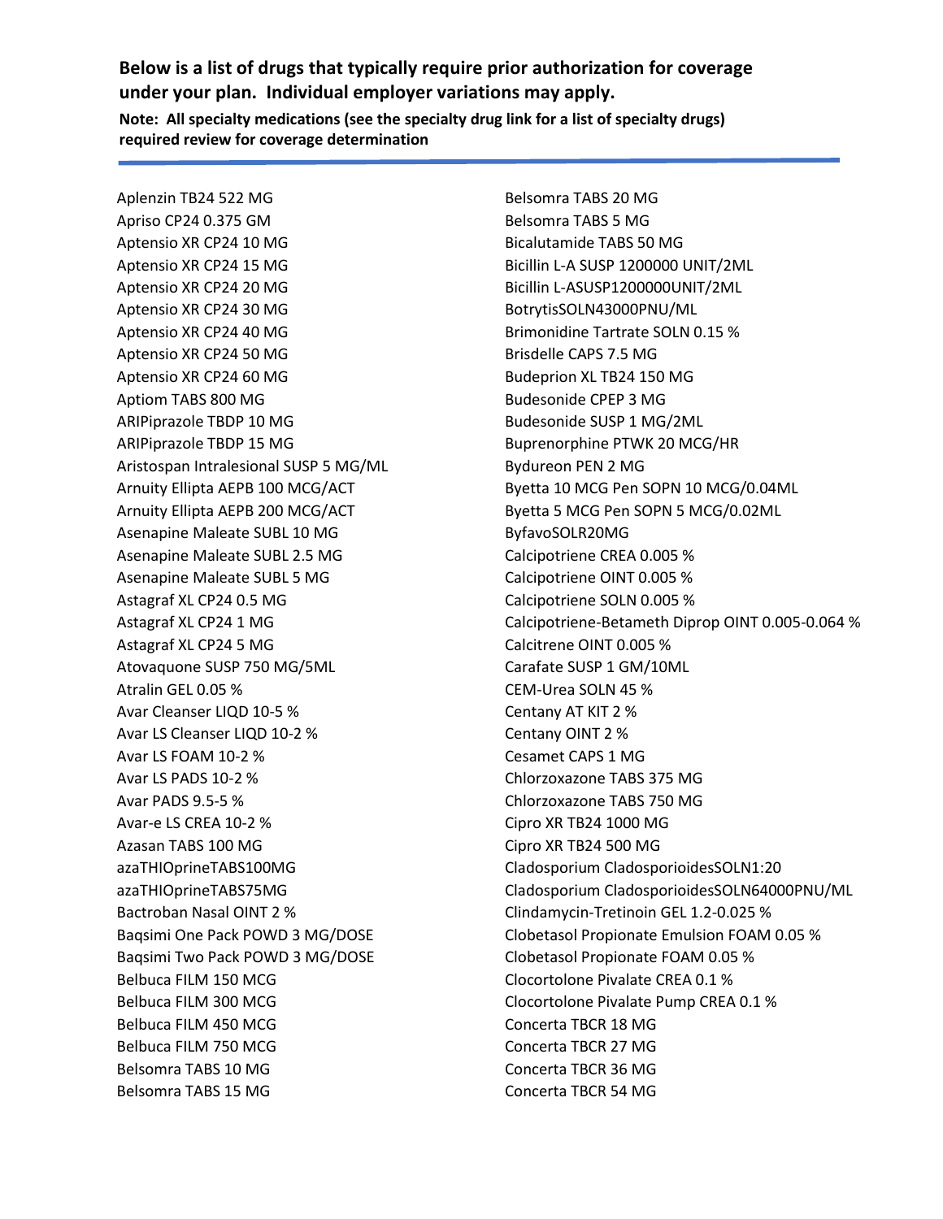**Below is a list of drugs that typically require prior authorization for coverage under your plan. Individual employer variations may apply.**

**Note: All specialty medications (see the specialty drug link for a list of specialty drugs) required review for coverage determination**

Aplenzin TB24 522 MG
Apriso CP24 0.375 GM
Aptensio XR CP24 10 MG
Aptensio XR CP24 15 MG
Aptensio XR CP24 20 MG
Aptensio XR CP24 30 MG
Aptensio XR CP24 40 MG
Aptensio XR CP24 50 MG
Aptensio XR CP24 60 MG
Aptiom TABS 800 MG
ARIPiprazole TBDP 10 MG
ARIPiprazole TBDP 15 MG
Aristospan Intralesional SUSP 5 MG/ML
Arnuity Ellipta AEPB 100 MCG/ACT
Arnuity Ellipta AEPB 200 MCG/ACT
Asenapine Maleate SUBL 10 MG
Asenapine Maleate SUBL 2.5 MG
Asenapine Maleate SUBL 5 MG
Astagraf XL CP24 0.5 MG
Astagraf XL CP24 1 MG
Astagraf XL CP24 5 MG
Atovaquone SUSP 750 MG/5ML
Atralin GEL 0.05 %
Avar Cleanser LIQD 10-5 %
Avar LS Cleanser LIQD 10-2 %
Avar LS FOAM 10-2 %
Avar LS PADS 10-2 %
Avar PADS 9.5-5 %
Avar-e LS CREA 10-2 %
Azasan TABS 100 MG
azaTHIOprineTABS100MG
azaTHIOprineTABS75MG
Bactroban Nasal OINT 2 %
Baqsimi One Pack POWD 3 MG/DOSE
Baqsimi Two Pack POWD 3 MG/DOSE
Belbuca FILM 150 MCG
Belbuca FILM 300 MCG
Belbuca FILM 450 MCG
Belbuca FILM 750 MCG
Belsomra TABS 10 MG
Belsomra TABS 15 MG
Belsomra TABS 20 MG
Belsomra TABS 5 MG
Bicalutamide TABS 50 MG
Bicillin L-A SUSP 1200000 UNIT/2ML
Bicillin L-ASUSP1200000UNIT/2ML
BotrytisSOLN43000PNU/ML
Brimonidine Tartrate SOLN 0.15 %
Brisdelle CAPS 7.5 MG
Budeprion XL TB24 150 MG
Budesonide CPEP 3 MG
Budesonide SUSP 1 MG/2ML
Buprenorphine PTWK 20 MCG/HR
Bydureon PEN 2 MG
Byetta 10 MCG Pen SOPN 10 MCG/0.04ML
Byetta 5 MCG Pen SOPN 5 MCG/0.02ML
ByfavoSOLR20MG
Calcipotriene CREA 0.005 %
Calcipotriene OINT 0.005 %
Calcipotriene SOLN 0.005 %
Calcipotriene-Betameth Diprop OINT 0.005-0.064 %
Calcitrene OINT 0.005 %
Carafate SUSP 1 GM/10ML
CEM-Urea SOLN 45 %
Centany AT KIT 2 %
Centany OINT 2 %
Cesamet CAPS 1 MG
Chlorzoxazone TABS 375 MG
Chlorzoxazone TABS 750 MG
Cipro XR TB24 1000 MG
Cipro XR TB24 500 MG
Cladosporium CladosporioidesSOLN1:20
Cladosporium CladosporioidesSOLN64000PNU/ML
Clindamycin-Tretinoin GEL 1.2-0.025 %
Clobetasol Propionate Emulsion FOAM 0.05 %
Clobetasol Propionate FOAM 0.05 %
Clocortolone Pivalate CREA 0.1 %
Clocortolone Pivalate Pump CREA 0.1 %
Concerta TBCR 18 MG
Concerta TBCR 27 MG
Concerta TBCR 36 MG
Concerta TBCR 54 MG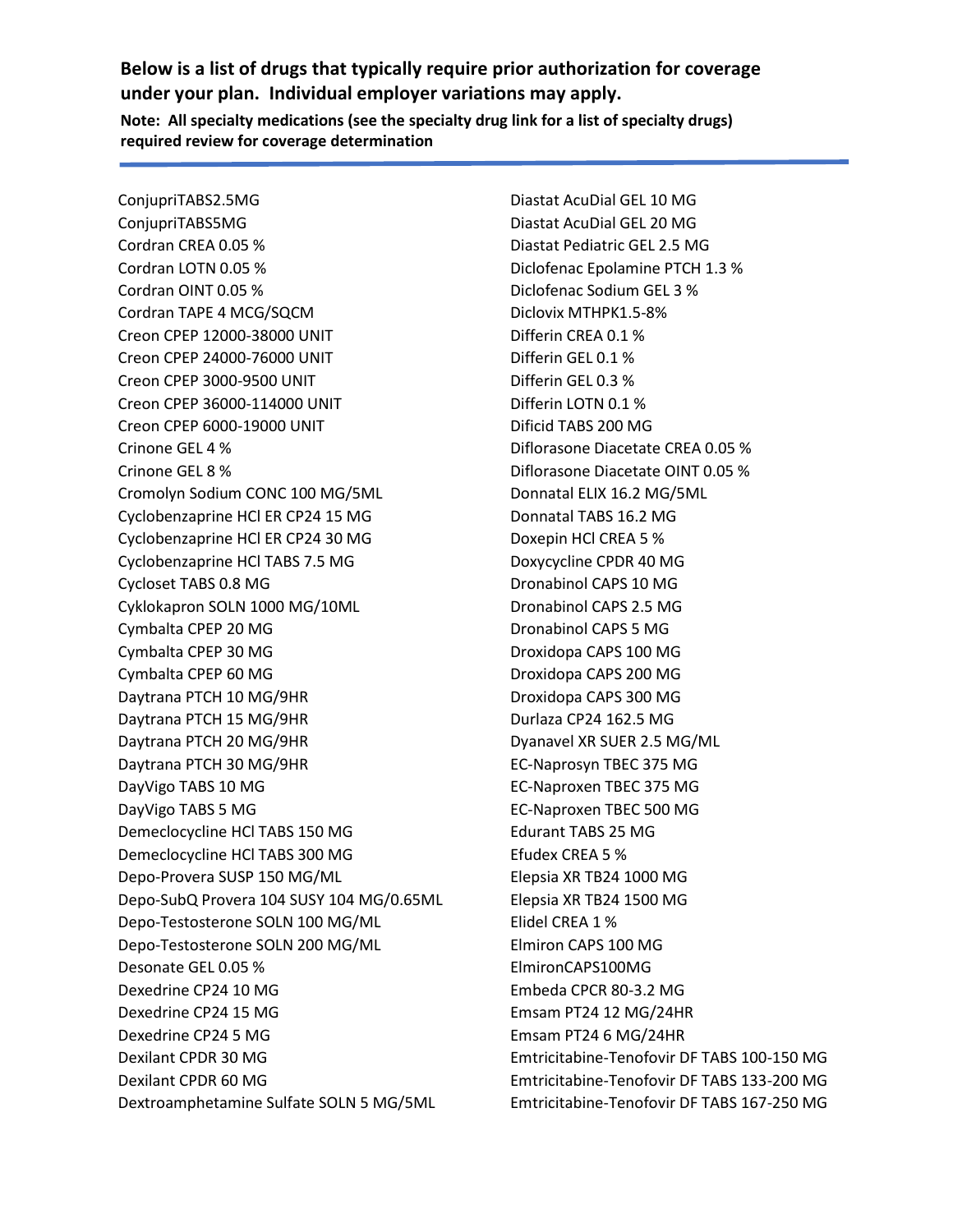**Below is a list of drugs that typically require prior authorization for coverage under your plan. Individual employer variations may apply.**

**Note: All specialty medications (see the specialty drug link for a list of specialty drugs) required review for coverage determination**

---

ConjupriTABS2.5MG
ConjupriTABS5MG
Cordran CREA 0.05 %
Cordran LOTN 0.05 %
Cordran OINT 0.05 %
Cordran TAPE 4 MCG/SQCM
Creon CPEP 12000-38000 UNIT
Creon CPEP 24000-76000 UNIT
Creon CPEP 3000-9500 UNIT
Creon CPEP 36000-114000 UNIT
Creon CPEP 6000-19000 UNIT
Crinone GEL 4 %
Crinone GEL 8 %
Cromolyn Sodium CONC 100 MG/5ML
Cyclobenzaprine HCl ER CP24 15 MG
Cyclobenzaprine HCl ER CP24 30 MG
Cyclobenzaprine HCl TABS 7.5 MG
Cycloset TABS 0.8 MG
Cyklokapron SOLN 1000 MG/10ML
Cymbalta CPEP 20 MG
Cymbalta CPEP 30 MG
Cymbalta CPEP 60 MG
Daytrana PTCH 10 MG/9HR
Daytrana PTCH 15 MG/9HR
Daytrana PTCH 20 MG/9HR
Daytrana PTCH 30 MG/9HR
DayVigo TABS 10 MG
DayVigo TABS 5 MG
Demeclocycline HCl TABS 150 MG
Demeclocycline HCl TABS 300 MG
Depo-Provera SUSP 150 MG/ML
Depo-SubQ Provera 104 SUSY 104 MG/0.65ML
Depo-Testosterone SOLN 100 MG/ML
Depo-Testosterone SOLN 200 MG/ML
Desonate GEL 0.05 %
Dexedrine CP24 10 MG
Dexedrine CP24 15 MG
Dexedrine CP24 5 MG
Dexilant CPDR 30 MG
Dexilant CPDR 60 MG
Dextroamphetamine Sulfate SOLN 5 MG/5ML
Diastat AcuDial GEL 10 MG
Diastat AcuDial GEL 20 MG
Diastat Pediatric GEL 2.5 MG
Diclofenac Epolamine PTCH 1.3 %
Diclofenac Sodium GEL 3 %
Diclovix MTHPK1.5-8%
Differin CREA 0.1 %
Differin GEL 0.1 %
Differin GEL 0.3 %
Differin LOTN 0.1 %
Dificid TABS 200 MG
Diflorasone Diacetate CREA 0.05 %
Diflorasone Diacetate OINT 0.05 %
Donnatal ELIX 16.2 MG/5ML
Donnatal TABS 16.2 MG
Doxepin HCl CREA 5 %
Doxycycline CPDR 40 MG
Dronabinol CAPS 10 MG
Dronabinol CAPS 2.5 MG
Dronabinol CAPS 5 MG
Droxidopa CAPS 100 MG
Droxidopa CAPS 200 MG
Droxidopa CAPS 300 MG
Durlaza CP24 162.5 MG
Dyanavel XR SUER 2.5 MG/ML
EC-Naprosyn TBEC 375 MG
EC-Naproxen TBEC 375 MG
EC-Naproxen TBEC 500 MG
Edurant TABS 25 MG
Efudex CREA 5 %
Elepsia XR TB24 1000 MG
Elepsia XR TB24 1500 MG
Elidel CREA 1 %
Elmiron CAPS 100 MG
ElmironCAPS100MG
Embeda CPCR 80-3.2 MG
Emsam PT24 12 MG/24HR
Emsam PT24 6 MG/24HR
Emtricitabine-Tenofovir DF TABS 100-150 MG
Emtricitabine-Tenofovir DF TABS 133-200 MG
Emtricitabine-Tenofovir DF TABS 167-250 MG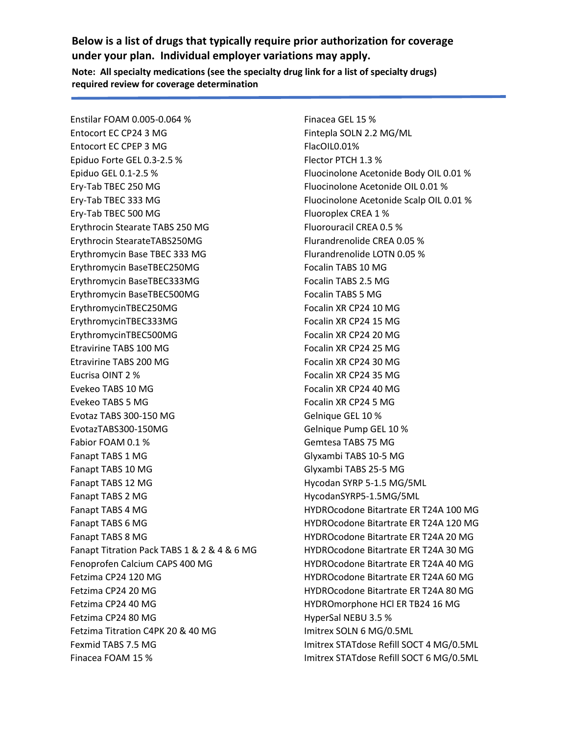**Below is a list of drugs that typically require prior authorization for coverage under your plan. Individual employer variations may apply.**

**Note: All specialty medications (see the specialty drug link for a list of specialty drugs) required review for coverage determination**

Enstilar FOAM 0.005-0.064 %
Entocort EC CP24 3 MG
Entocort EC CPEP 3 MG
Epiduo Forte GEL 0.3-2.5 %
Epiduo GEL 0.1-2.5 %
Ery-Tab TBEC 250 MG
Ery-Tab TBEC 333 MG
Ery-Tab TBEC 500 MG
Erythrocin Stearate TABS 250 MG
Erythrocin StearateTABS250MG
Erythromycin Base TBEC 333 MG
Erythromycin BaseTBEC250MG
Erythromycin BaseTBEC333MG
Erythromycin BaseTBEC500MG
ErythromycinTBEC250MG
ErythromycinTBEC333MG
ErythromycinTBEC500MG
Etravirine TABS 100 MG
Etravirine TABS 200 MG
Eucrisa OINT 2 %
Evekeo TABS 10 MG
Evekeo TABS 5 MG
Evotaz TABS 300-150 MG
EvotazTABS300-150MG
Fabior FOAM 0.1 %
Fanapt TABS 1 MG
Fanapt TABS 10 MG
Fanapt TABS 12 MG
Fanapt TABS 2 MG
Fanapt TABS 4 MG
Fanapt TABS 6 MG
Fanapt TABS 8 MG
Fanapt Titration Pack TABS 1 & 2 & 4 & 6 MG
Fenoprofen Calcium CAPS 400 MG
Fetzima CP24 120 MG
Fetzima CP24 20 MG
Fetzima CP24 40 MG
Fetzima CP24 80 MG
Fetzima Titration C4PK 20 & 40 MG
Fexmid TABS 7.5 MG
Finacea FOAM 15 %
Finacea GEL 15 %
Fintepla SOLN 2.2 MG/ML
FlacOIL0.01%
Flector PTCH 1.3 %
Fluocinolone Acetonide Body OIL 0.01 %
Fluocinolone Acetonide OIL 0.01 %
Fluocinolone Acetonide Scalp OIL 0.01 %
Fluoroplex CREA 1 %
Fluorouracil CREA 0.5 %
Flurandrenolide CREA 0.05 %
Flurandrenolide LOTN 0.05 %
Focalin TABS 10 MG
Focalin TABS 2.5 MG
Focalin TABS 5 MG
Focalin XR CP24 10 MG
Focalin XR CP24 15 MG
Focalin XR CP24 20 MG
Focalin XR CP24 25 MG
Focalin XR CP24 30 MG
Focalin XR CP24 35 MG
Focalin XR CP24 40 MG
Focalin XR CP24 5 MG
Gelnique GEL 10 %
Gelnique Pump GEL 10 %
Gemtesa TABS 75 MG
Glyxambi TABS 10-5 MG
Glyxambi TABS 25-5 MG
Hycodan SYRP 5-1.5 MG/5ML
HycodanSYRP5-1.5MG/5ML
HYDROcodone Bitartrate ER T24A 100 MG
HYDROcodone Bitartrate ER T24A 120 MG
HYDROcodone Bitartrate ER T24A 20 MG
HYDROcodone Bitartrate ER T24A 30 MG
HYDROcodone Bitartrate ER T24A 40 MG
HYDROcodone Bitartrate ER T24A 60 MG
HYDROcodone Bitartrate ER T24A 80 MG
HYDROmorphone HCl ER TB24 16 MG
HyperSal NEBU 3.5 %
Imitrex SOLN 6 MG/0.5ML
Imitrex STATdose Refill SOCT 4 MG/0.5ML
Imitrex STATdose Refill SOCT 6 MG/0.5ML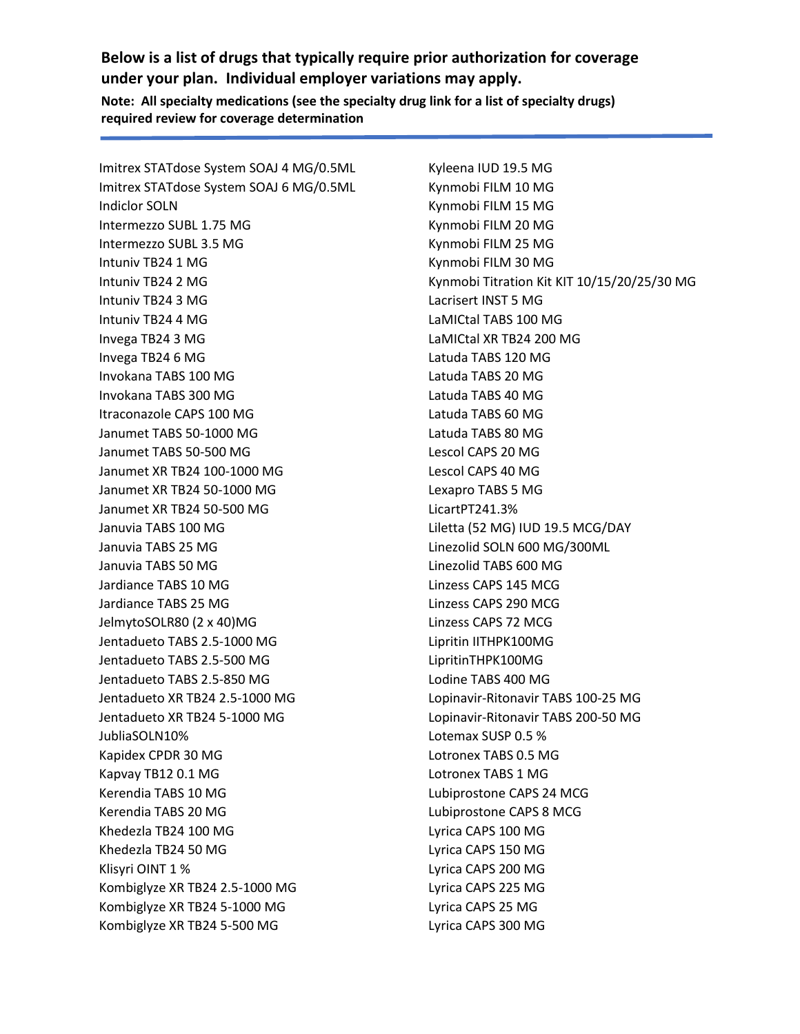**Below is a list of drugs that typically require prior authorization for coverage under your plan. Individual employer variations may apply.**

**Note: All specialty medications (see the specialty drug link for a list of specialty drugs) required review for coverage determination**

---

Imitrex STATdose System SOAJ 4 MG/0.5ML
Imitrex STATdose System SOAJ 6 MG/0.5ML
Indiclor SOLN
Intermezzo SUBL 1.75 MG
Intermezzo SUBL 3.5 MG
Intuniv TB24 1 MG
Intuniv TB24 2 MG
Intuniv TB24 3 MG
Intuniv TB24 4 MG
Invega TB24 3 MG
Invega TB24 6 MG
Invokana TABS 100 MG
Invokana TABS 300 MG
Itraconazole CAPS 100 MG
Janumet TABS 50-1000 MG
Janumet TABS 50-500 MG
Janumet XR TB24 100-1000 MG
Janumet XR TB24 50-1000 MG
Janumet XR TB24 50-500 MG
Januvia TABS 100 MG
Januvia TABS 25 MG
Januvia TABS 50 MG
Jardiance TABS 10 MG
Jardiance TABS 25 MG
JelmytoSOLR80 (2 x 40)MG
Jentadueto TABS 2.5-1000 MG
Jentadueto TABS 2.5-500 MG
Jentadueto TABS 2.5-850 MG
Jentadueto XR TB24 2.5-1000 MG
Jentadueto XR TB24 5-1000 MG
JubliaSOLN10%
Kapidex CPDR 30 MG
Kapvay TB12 0.1 MG
Kerendia TABS 10 MG
Kerendia TABS 20 MG
Khedezla TB24 100 MG
Khedezla TB24 50 MG
Klisyri OINT 1 %
Kombiglyze XR TB24 2.5-1000 MG
Kombiglyze XR TB24 5-1000 MG
Kombiglyze XR TB24 5-500 MG
Kyleena IUD 19.5 MG
Kynmobi FILM 10 MG
Kynmobi FILM 15 MG
Kynmobi FILM 20 MG
Kynmobi FILM 25 MG
Kynmobi FILM 30 MG
Kynmobi Titration Kit KIT 10/15/20/25/30 MG
Lacrisert INST 5 MG
LaMICtal TABS 100 MG
LaMICtal XR TB24 200 MG
Latuda TABS 120 MG
Latuda TABS 20 MG
Latuda TABS 40 MG
Latuda TABS 60 MG
Latuda TABS 80 MG
Lescol CAPS 20 MG
Lescol CAPS 40 MG
Lexapro TABS 5 MG
LicartPT241.3%
Liletta (52 MG) IUD 19.5 MCG/DAY
Linezolid SOLN 600 MG/300ML
Linezolid TABS 600 MG
Linzess CAPS 145 MCG
Linzess CAPS 290 MCG
Linzess CAPS 72 MCG
Lipritin IITHPK100MG
LipritinTHPK100MG
Lodine TABS 400 MG
Lopinavir-Ritonavir TABS 100-25 MG
Lopinavir-Ritonavir TABS 200-50 MG
Lotemax SUSP 0.5 %
Lotronex TABS 0.5 MG
Lotronex TABS 1 MG
Lubiprostone CAPS 24 MCG
Lubiprostone CAPS 8 MCG
Lyrica CAPS 100 MG
Lyrica CAPS 150 MG
Lyrica CAPS 200 MG
Lyrica CAPS 225 MG
Lyrica CAPS 25 MG
Lyrica CAPS 300 MG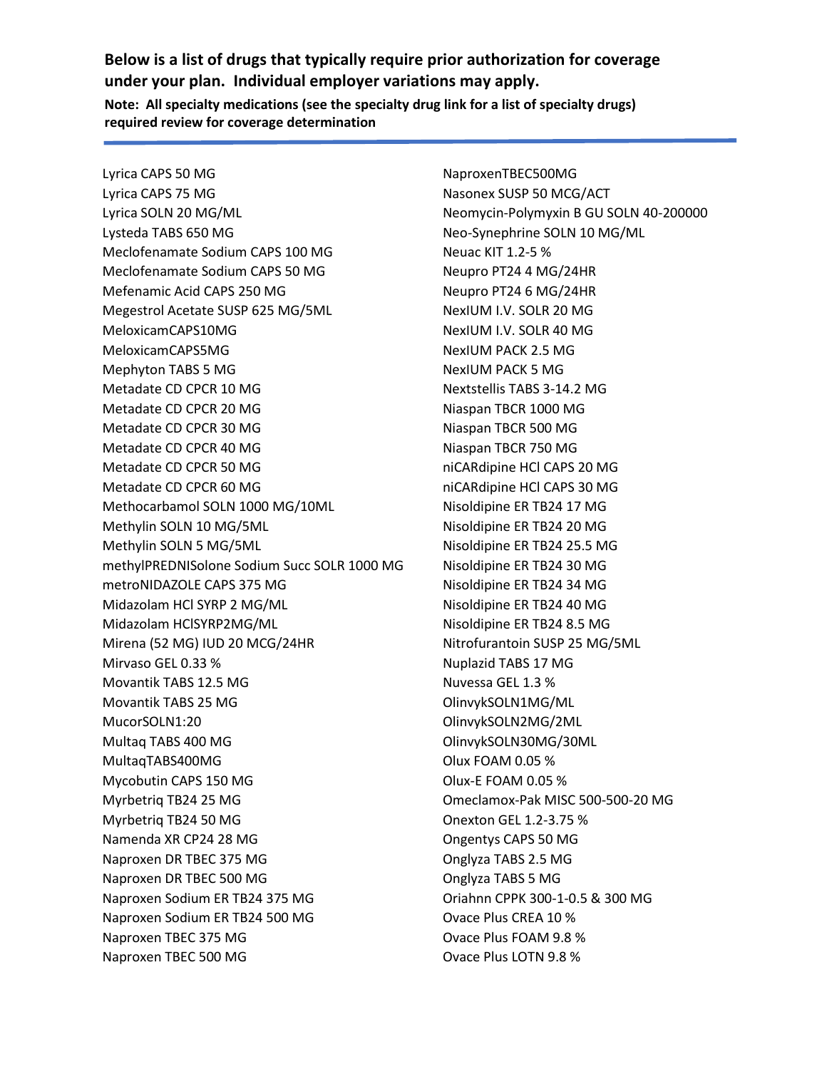**Below is a list of drugs that typically require prior authorization for coverage under your plan. Individual employer variations may apply.**

**Note: All specialty medications (see the specialty drug link for a list of specialty drugs) required review for coverage determination**

Lyrica CAPS 50 MG
Lyrica CAPS 75 MG
Lyrica SOLN 20 MG/ML
Lysteda TABS 650 MG
Meclofenamate Sodium CAPS 100 MG
Meclofenamate Sodium CAPS 50 MG
Mefenamic Acid CAPS 250 MG
Megestrol Acetate SUSP 625 MG/5ML
MeloxicamCAPS10MG
MeloxicamCAPS5MG
Mephyton TABS 5 MG
Metadate CD CPCR 10 MG
Metadate CD CPCR 20 MG
Metadate CD CPCR 30 MG
Metadate CD CPCR 40 MG
Metadate CD CPCR 50 MG
Metadate CD CPCR 60 MG
Methocarbamol SOLN 1000 MG/10ML
Methylin SOLN 10 MG/5ML
Methylin SOLN 5 MG/5ML
methylPREDNISolone Sodium Succ SOLR 1000 MG
metroNIDAZOLE CAPS 375 MG
Midazolam HCl SYRP 2 MG/ML
Midazolam HClSYRP2MG/ML
Mirena (52 MG) IUD 20 MCG/24HR
Mirvaso GEL 0.33 %
Movantik TABS 12.5 MG
Movantik TABS 25 MG
MucorSOLN1:20
Multaq TABS 400 MG
MultaqTABS400MG
Mycobutin CAPS 150 MG
Myrbetriq TB24 25 MG
Myrbetriq TB24 50 MG
Namenda XR CP24 28 MG
Naproxen DR TBEC 375 MG
Naproxen DR TBEC 500 MG
Naproxen Sodium ER TB24 375 MG
Naproxen Sodium ER TB24 500 MG
Naproxen TBEC 375 MG
Naproxen TBEC 500 MG
NaproxenTBEC500MG
Nasonex SUSP 50 MCG/ACT
Neomycin-Polymyxin B GU SOLN 40-200000
Neo-Synephrine SOLN 10 MG/ML
Neuac KIT 1.2-5 %
Neupro PT24 4 MG/24HR
Neupro PT24 6 MG/24HR
NexIUM I.V. SOLR 20 MG
NexIUM I.V. SOLR 40 MG
NexIUM PACK 2.5 MG
NexIUM PACK 5 MG
Nextstellis TABS 3-14.2 MG
Niaspan TBCR 1000 MG
Niaspan TBCR 500 MG
Niaspan TBCR 750 MG
niCARdipine HCl CAPS 20 MG
niCARdipine HCl CAPS 30 MG
Nisoldipine ER TB24 17 MG
Nisoldipine ER TB24 20 MG
Nisoldipine ER TB24 25.5 MG
Nisoldipine ER TB24 30 MG
Nisoldipine ER TB24 34 MG
Nisoldipine ER TB24 40 MG
Nisoldipine ER TB24 8.5 MG
Nitrofurantoin SUSP 25 MG/5ML
Nuplazid TABS 17 MG
Nuvessa GEL 1.3 %
OlinvykSOLN1MG/ML
OlinvykSOLN2MG/2ML
OlinvykSOLN30MG/30ML
Olux FOAM 0.05 %
Olux-E FOAM 0.05 %
Omeclamox-Pak MISC 500-500-20 MG
Onexton GEL 1.2-3.75 %
Ongentys CAPS 50 MG
Onglyza TABS 2.5 MG
Onglyza TABS 5 MG
Oriahnn CPPK 300-1-0.5 & 300 MG
Ovace Plus CREA 10 %
Ovace Plus FOAM 9.8 %
Ovace Plus LOTN 9.8 %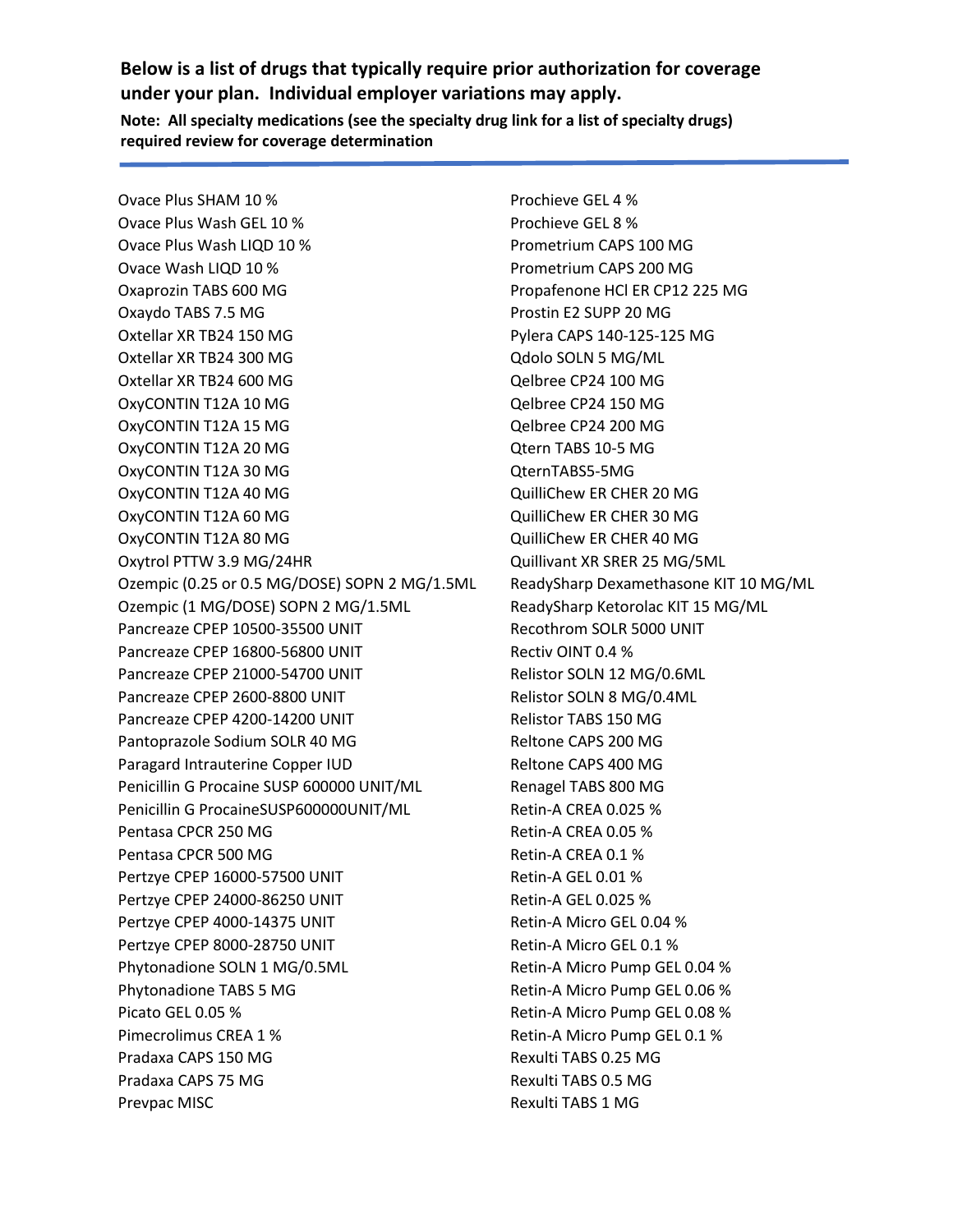**Below is a list of drugs that typically require prior authorization for coverage under your plan. Individual employer variations may apply.**

**Note: All specialty medications (see the specialty drug link for a list of specialty drugs) required review for coverage determination**

---

Ovace Plus SHAM 10 %
Ovace Plus Wash GEL 10 %
Ovace Plus Wash LIQD 10 %
Ovace Wash LIQD 10 %
Oxaprozin TABS 600 MG
Oxaydo TABS 7.5 MG
Oxtellar XR TB24 150 MG
Oxtellar XR TB24 300 MG
Oxtellar XR TB24 600 MG
OxyCONTIN T12A 10 MG
OxyCONTIN T12A 15 MG
OxyCONTIN T12A 20 MG
OxyCONTIN T12A 30 MG
OxyCONTIN T12A 40 MG
OxyCONTIN T12A 60 MG
OxyCONTIN T12A 80 MG
Oxytrol PTTW 3.9 MG/24HR
Ozempic (0.25 or 0.5 MG/DOSE) SOPN 2 MG/1.5ML
Ozempic (1 MG/DOSE) SOPN 2 MG/1.5ML
Pancreaze CPEP 10500-35500 UNIT
Pancreaze CPEP 16800-56800 UNIT
Pancreaze CPEP 21000-54700 UNIT
Pancreaze CPEP 2600-8800 UNIT
Pancreaze CPEP 4200-14200 UNIT
Pantoprazole Sodium SOLR 40 MG
Paragard Intrauterine Copper IUD
Penicillin G Procaine SUSP 600000 UNIT/ML
Penicillin G ProcaineSUSP600000UNIT/ML
Pentasa CPCR 250 MG
Pentasa CPCR 500 MG
Pertzye CPEP 16000-57500 UNIT
Pertzye CPEP 24000-86250 UNIT
Pertzye CPEP 4000-14375 UNIT
Pertzye CPEP 8000-28750 UNIT
Phytonadione SOLN 1 MG/0.5ML
Phytonadione TABS 5 MG
Picato GEL 0.05 %
Pimecrolimus CREA 1 %
Pradaxa CAPS 150 MG
Pradaxa CAPS 75 MG
Prevpac MISC
Prochieve GEL 4 %
Prochieve GEL 8 %
Prometrium CAPS 100 MG
Prometrium CAPS 200 MG
Propafenone HCl ER CP12 225 MG
Prostin E2 SUPP 20 MG
Pylera CAPS 140-125-125 MG
Qdolo SOLN 5 MG/ML
Qelbree CP24 100 MG
Qelbree CP24 150 MG
Qelbree CP24 200 MG
Qtern TABS 10-5 MG
QternTABS5-5MG
QuilliChew ER CHER 20 MG
QuilliChew ER CHER 30 MG
QuilliChew ER CHER 40 MG
Quillivant XR SRER 25 MG/5ML
ReadySharp Dexamethasone KIT 10 MG/ML
ReadySharp Ketorolac KIT 15 MG/ML
Recothrom SOLR 5000 UNIT
Rectiv OINT 0.4 %
Relistor SOLN 12 MG/0.6ML
Relistor SOLN 8 MG/0.4ML
Relistor TABS 150 MG
Reltone CAPS 200 MG
Reltone CAPS 400 MG
Renagel TABS 800 MG
Retin-A CREA 0.025 %
Retin-A CREA 0.05 %
Retin-A CREA 0.1 %
Retin-A GEL 0.01 %
Retin-A GEL 0.025 %
Retin-A Micro GEL 0.04 %
Retin-A Micro GEL 0.1 %
Retin-A Micro Pump GEL 0.04 %
Retin-A Micro Pump GEL 0.06 %
Retin-A Micro Pump GEL 0.08 %
Retin-A Micro Pump GEL 0.1 %
Rexulti TABS 0.25 MG
Rexulti TABS 0.5 MG
Rexulti TABS 1 MG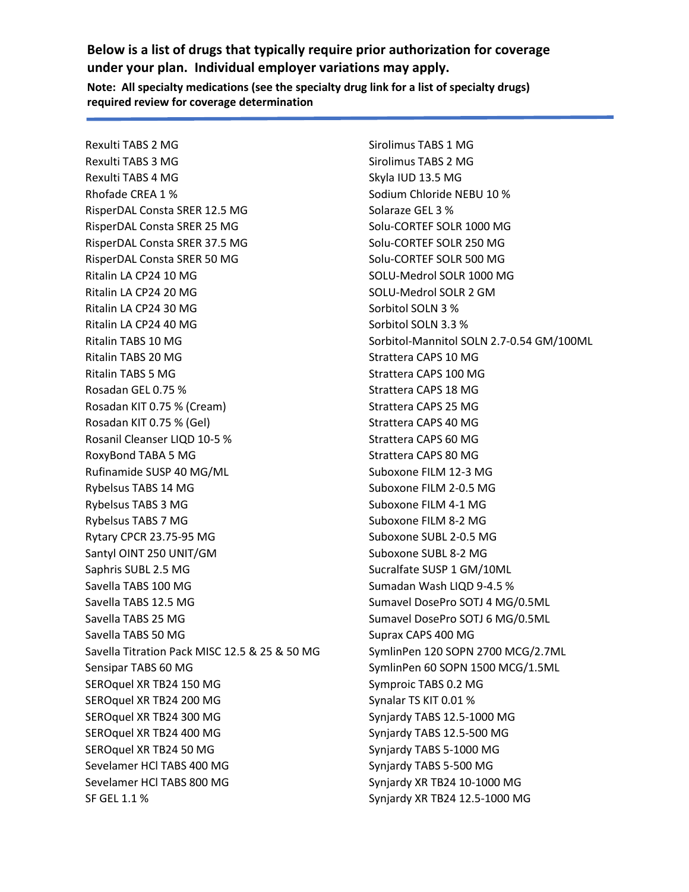**Below is a list of drugs that typically require prior authorization for coverage under your plan. Individual employer variations may apply.**

**Note: All specialty medications (see the specialty drug link for a list of specialty drugs) required review for coverage determination**

---

Rexulti TABS 2 MG
Rexulti TABS 3 MG
Rexulti TABS 4 MG
Rhofade CREA 1 %
RisperDAL Consta SRER 12.5 MG
RisperDAL Consta SRER 25 MG
RisperDAL Consta SRER 37.5 MG
RisperDAL Consta SRER 50 MG
Ritalin LA CP24 10 MG
Ritalin LA CP24 20 MG
Ritalin LA CP24 30 MG
Ritalin LA CP24 40 MG
Ritalin TABS 10 MG
Ritalin TABS 20 MG
Ritalin TABS 5 MG
Rosadan GEL 0.75 %
Rosadan KIT 0.75 % (Cream)
Rosadan KIT 0.75 % (Gel)
Rosanil Cleanser LIQD 10-5 %
RoxyBond TABA 5 MG
Rufinamide SUSP 40 MG/ML
Rybelsus TABS 14 MG
Rybelsus TABS 3 MG
Rybelsus TABS 7 MG
Rytary CPCR 23.75-95 MG
Santyl OINT 250 UNIT/GM
Saphris SUBL 2.5 MG
Savella TABS 100 MG
Savella TABS 12.5 MG
Savella TABS 25 MG
Savella TABS 50 MG
Savella Titration Pack MISC 12.5 & 25 & 50 MG
Sensipar TABS 60 MG
SEROquel XR TB24 150 MG
SEROquel XR TB24 200 MG
SEROquel XR TB24 300 MG
SEROquel XR TB24 400 MG
SEROquel XR TB24 50 MG
Sevelamer HCl TABS 400 MG
Sevelamer HCl TABS 800 MG
SF GEL 1.1 %
Sirolimus TABS 1 MG
Sirolimus TABS 2 MG
Skyla IUD 13.5 MG
Sodium Chloride NEBU 10 %
Solaraze GEL 3 %
Solu-CORTEF SOLR 1000 MG
Solu-CORTEF SOLR 250 MG
Solu-CORTEF SOLR 500 MG
SOLU-Medrol SOLR 1000 MG
SOLU-Medrol SOLR 2 GM
Sorbitol SOLN 3 %
Sorbitol SOLN 3.3 %
Sorbitol-Mannitol SOLN 2.7-0.54 GM/100ML
Strattera CAPS 10 MG
Strattera CAPS 100 MG
Strattera CAPS 18 MG
Strattera CAPS 25 MG
Strattera CAPS 40 MG
Strattera CAPS 60 MG
Strattera CAPS 80 MG
Suboxone FILM 12-3 MG
Suboxone FILM 2-0.5 MG
Suboxone FILM 4-1 MG
Suboxone FILM 8-2 MG
Suboxone SUBL 2-0.5 MG
Suboxone SUBL 8-2 MG
Sucralfate SUSP 1 GM/10ML
Sumadan Wash LIQD 9-4.5 %
Sumavel DosePro SOTJ 4 MG/0.5ML
Sumavel DosePro SOTJ 6 MG/0.5ML
Suprax CAPS 400 MG
SymlinPen 120 SOPN 2700 MCG/2.7ML
SymlinPen 60 SOPN 1500 MCG/1.5ML
Symproic TABS 0.2 MG
Synalar TS KIT 0.01 %
Synjardy TABS 12.5-1000 MG
Synjardy TABS 12.5-500 MG
Synjardy TABS 5-1000 MG
Synjardy TABS 5-500 MG
Synjardy XR TB24 10-1000 MG
Synjardy XR TB24 12.5-1000 MG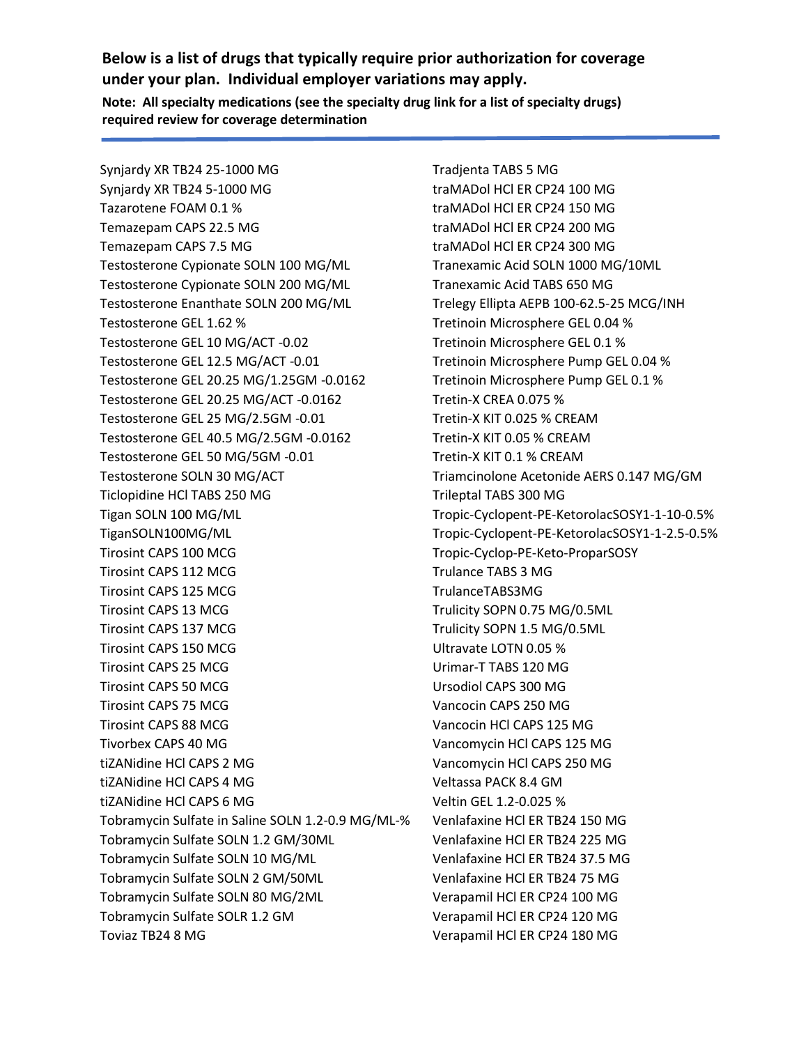**Below is a list of drugs that typically require prior authorization for coverage under your plan. Individual employer variations may apply.**

**Note: All specialty medications (see the specialty drug link for a list of specialty drugs) required review for coverage determination**

---

Synjardy XR TB24 25-1000 MG
Synjardy XR TB24 5-1000 MG
Tazarotene FOAM 0.1 %
Temazepam CAPS 22.5 MG
Temazepam CAPS 7.5 MG
Testosterone Cypionate SOLN 100 MG/ML
Testosterone Cypionate SOLN 200 MG/ML
Testosterone Enanthate SOLN 200 MG/ML
Testosterone GEL 1.62 %
Testosterone GEL 10 MG/ACT -0.02
Testosterone GEL 12.5 MG/ACT -0.01
Testosterone GEL 20.25 MG/1.25GM -0.0162
Testosterone GEL 20.25 MG/ACT -0.0162
Testosterone GEL 25 MG/2.5GM -0.01
Testosterone GEL 40.5 MG/2.5GM -0.0162
Testosterone GEL 50 MG/5GM -0.01
Testosterone SOLN 30 MG/ACT
Ticlopidine HCl TABS 250 MG
Tigan SOLN 100 MG/ML
TiganSOLN100MG/ML
Tirosint CAPS 100 MCG
Tirosint CAPS 112 MCG
Tirosint CAPS 125 MCG
Tirosint CAPS 13 MCG
Tirosint CAPS 137 MCG
Tirosint CAPS 150 MCG
Tirosint CAPS 25 MCG
Tirosint CAPS 50 MCG
Tirosint CAPS 75 MCG
Tirosint CAPS 88 MCG
Tivorbex CAPS 40 MG
tiZANidine HCl CAPS 2 MG
tiZANidine HCl CAPS 4 MG
tiZANidine HCl CAPS 6 MG
Tobramycin Sulfate in Saline SOLN 1.2-0.9 MG/ML-%
Tobramycin Sulfate SOLN 1.2 GM/30ML
Tobramycin Sulfate SOLN 10 MG/ML
Tobramycin Sulfate SOLN 2 GM/50ML
Tobramycin Sulfate SOLN 80 MG/2ML
Tobramycin Sulfate SOLR 1.2 GM
Toviaz TB24 8 MG
Tradjenta TABS 5 MG
traMADol HCl ER CP24 100 MG
traMADol HCl ER CP24 150 MG
traMADol HCl ER CP24 200 MG
traMADol HCl ER CP24 300 MG
Tranexamic Acid SOLN 1000 MG/10ML
Tranexamic Acid TABS 650 MG
Trelegy Ellipta AEPB 100-62.5-25 MCG/INH
Tretinoin Microsphere GEL 0.04 %
Tretinoin Microsphere GEL 0.1 %
Tretinoin Microsphere Pump GEL 0.04 %
Tretinoin Microsphere Pump GEL 0.1 %
Tretin-X CREA 0.075 %
Tretin-X KIT 0.025 % CREAM
Tretin-X KIT 0.05 % CREAM
Tretin-X KIT 0.1 % CREAM
Triamcinolone Acetonide AERS 0.147 MG/GM
Trileptal TABS 300 MG
Tropic-Cyclopent-PE-KetorolacSOSY1-1-10-0.5%
Tropic-Cyclopent-PE-KetorolacSOSY1-1-2.5-0.5%
Tropic-Cyclop-PE-Keto-ProparSOSY
Trulance TABS 3 MG
TrulanceTABS3MG
Trulicity SOPN 0.75 MG/0.5ML
Trulicity SOPN 1.5 MG/0.5ML
Ultravate LOTN 0.05 %
Urimar-T TABS 120 MG
Ursodiol CAPS 300 MG
Vancocin CAPS 250 MG
Vancocin HCl CAPS 125 MG
Vancomycin HCl CAPS 125 MG
Vancomycin HCl CAPS 250 MG
Veltassa PACK 8.4 GM
Veltin GEL 1.2-0.025 %
Venlafaxine HCl ER TB24 150 MG
Venlafaxine HCl ER TB24 225 MG
Venlafaxine HCl ER TB24 37.5 MG
Venlafaxine HCl ER TB24 75 MG
Verapamil HCl ER CP24 100 MG
Verapamil HCl ER CP24 120 MG
Verapamil HCl ER CP24 180 MG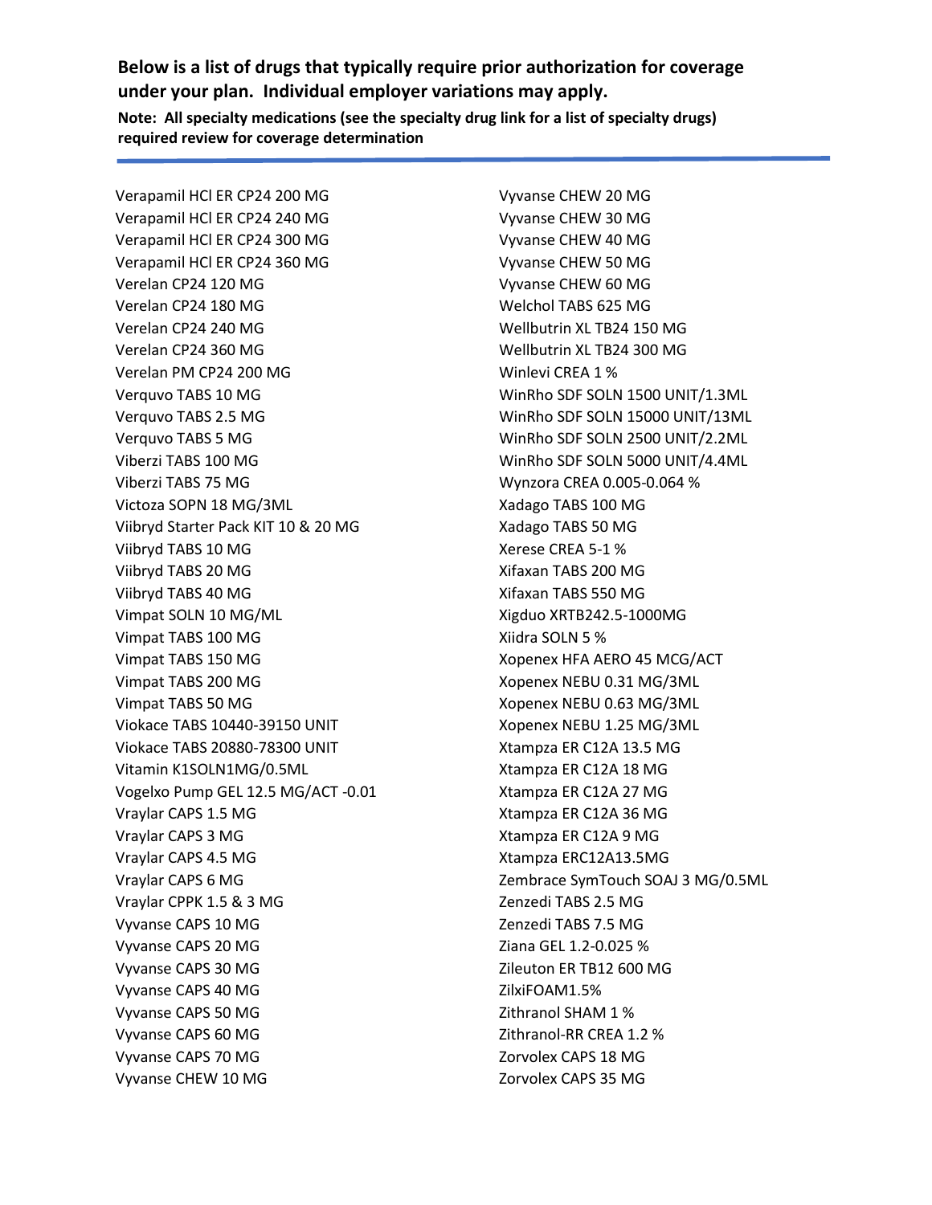**Below is a list of drugs that typically require prior authorization for coverage under your plan. Individual employer variations may apply.**

**Note: All specialty medications (see the specialty drug link for a list of specialty drugs) required review for coverage determination**

---

Verapamil HCl ER CP24 200 MG
Verapamil HCl ER CP24 240 MG
Verapamil HCl ER CP24 300 MG
Verapamil HCl ER CP24 360 MG
Verelan CP24 120 MG
Verelan CP24 180 MG
Verelan CP24 240 MG
Verelan CP24 360 MG
Verelan PM CP24 200 MG
Verquvo TABS 10 MG
Verquvo TABS 2.5 MG
Verquvo TABS 5 MG
Viberzi TABS 100 MG
Viberzi TABS 75 MG
Victoza SOPN 18 MG/3ML
Viibryd Starter Pack KIT 10 & 20 MG
Viibryd TABS 10 MG
Viibryd TABS 20 MG
Viibryd TABS 40 MG
Vimpat SOLN 10 MG/ML
Vimpat TABS 100 MG
Vimpat TABS 150 MG
Vimpat TABS 200 MG
Vimpat TABS 50 MG
Viokace TABS 10440-39150 UNIT
Viokace TABS 20880-78300 UNIT
Vitamin K1SOLN1MG/0.5ML
Vogelxo Pump GEL 12.5 MG/ACT -0.01
Vraylar CAPS 1.5 MG
Vraylar CAPS 3 MG
Vraylar CAPS 4.5 MG
Vraylar CAPS 6 MG
Vraylar CPPK 1.5 & 3 MG
Vyvanse CAPS 10 MG
Vyvanse CAPS 20 MG
Vyvanse CAPS 30 MG
Vyvanse CAPS 40 MG
Vyvanse CAPS 50 MG
Vyvanse CAPS 60 MG
Vyvanse CAPS 70 MG
Vyvanse CHEW 10 MG
Vyvanse CHEW 20 MG
Vyvanse CHEW 30 MG
Vyvanse CHEW 40 MG
Vyvanse CHEW 50 MG
Vyvanse CHEW 60 MG
Welchol TABS 625 MG
Wellbutrin XL TB24 150 MG
Wellbutrin XL TB24 300 MG
Winlevi CREA 1 %
WinRho SDF SOLN 1500 UNIT/1.3ML
WinRho SDF SOLN 15000 UNIT/13ML
WinRho SDF SOLN 2500 UNIT/2.2ML
WinRho SDF SOLN 5000 UNIT/4.4ML
Wynzora CREA 0.005-0.064 %
Xadago TABS 100 MG
Xadago TABS 50 MG
Xerese CREA 5-1 %
Xifaxan TABS 200 MG
Xifaxan TABS 550 MG
Xigduo XRTB242.5-1000MG
Xiidra SOLN 5 %
Xopenex HFA AERO 45 MCG/ACT
Xopenex NEBU 0.31 MG/3ML
Xopenex NEBU 0.63 MG/3ML
Xopenex NEBU 1.25 MG/3ML
Xtampza ER C12A 13.5 MG
Xtampza ER C12A 18 MG
Xtampza ER C12A 27 MG
Xtampza ER C12A 36 MG
Xtampza ER C12A 9 MG
Xtampza ERC12A13.5MG
Zembrace SymTouch SOAJ 3 MG/0.5ML
Zenzedi TABS 2.5 MG
Zenzedi TABS 7.5 MG
Ziana GEL 1.2-0.025 %
Zileuton ER TB12 600 MG
ZilxiFOAM1.5%
Zithranol SHAM 1 %
Zithranol-RR CREA 1.2 %
Zorvolex CAPS 18 MG
Zorvolex CAPS 35 MG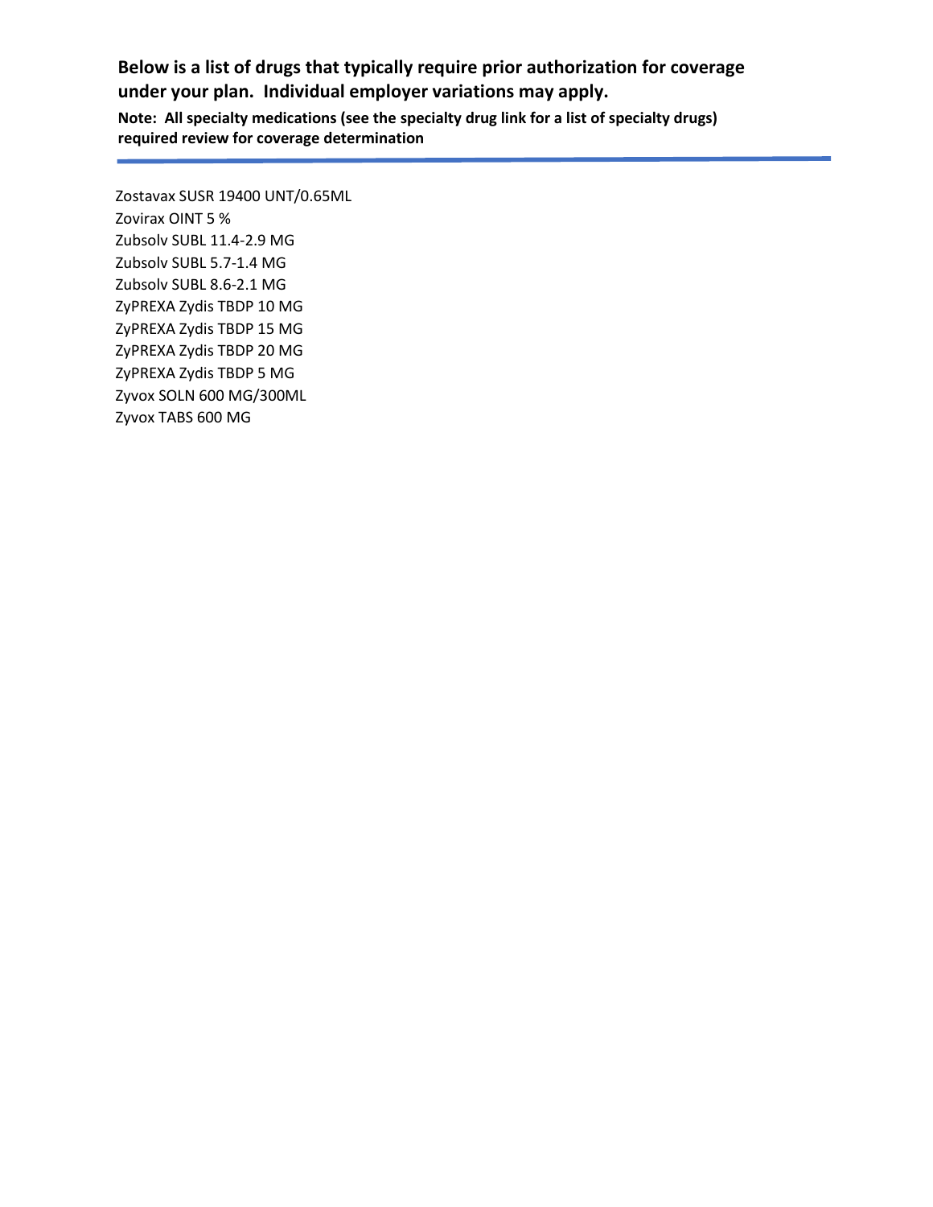**Below is a list of drugs that typically require prior authorization for coverage under your plan. Individual employer variations may apply.**

**Note: All specialty medications (see the specialty drug link for a list of specialty drugs) required review for coverage determination**

---

Zostavax SUSR 19400 UNT/0.65ML
Zovirax OINT 5 %
Zubsolv SUBL 11.4-2.9 MG
Zubsolv SUBL 5.7-1.4 MG
Zubsolv SUBL 8.6-2.1 MG
ZyPREXA Zydis TBDP 10 MG
ZyPREXA Zydis TBDP 15 MG
ZyPREXA Zydis TBDP 20 MG
ZyPREXA Zydis TBDP 5 MG
Zyvox SOLN 600 MG/300ML
Zyvox TABS 600 MG